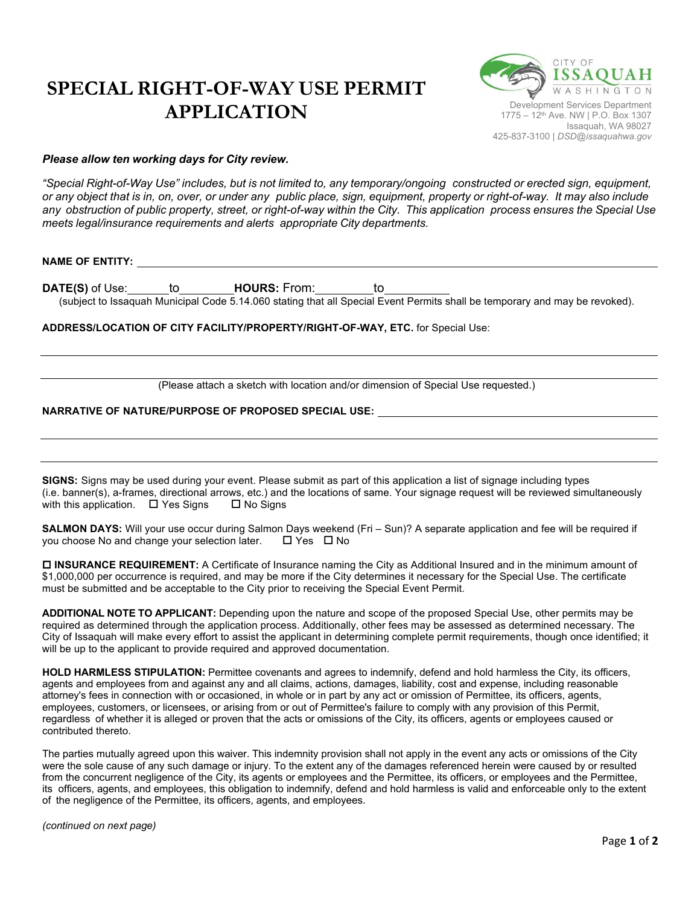# SPECIAL RIGHT-OF-WAY USE PERMIT APPLICATION

CITY OF ISSAQUAH WASHINGTON
Development Services Department
1775 – 12th Ave. NW | P.O. Box 1307
Issaquah, WA 98027
425-837-3100 | *DSD@issaquahwa.gov*

***Please allow ten working days for City review.***

*"Special Right-of-Way Use" includes, but is not limited to, any temporary/ongoing constructed or erected sign, equipment, or any object that is in, on, over, or under any public place, sign, equipment, property or right-of-way. It may also include any obstruction of public property, street, or right-of-way within the City. This application process ensures the Special Use meets legal/insurance requirements and alerts appropriate City departments.*

**NAME OF ENTITY:** ______________________________________________

**DATE(S)** of Use:______to________**HOURS:** From:_________to__________
(subject to Issaquah Municipal Code 5.14.060 stating that all Special Event Permits shall be temporary and may be revoked).

**ADDRESS/LOCATION OF CITY FACILITY/PROPERTY/RIGHT-OF-WAY, ETC.** for Special Use:

______________________________________________

______________________________________________

(Please attach a sketch with location and/or dimension of Special Use requested.)

**NARRATIVE OF NATURE/PURPOSE OF PROPOSED SPECIAL USE:** ______________________________________________

______________________________________________

______________________________________________

**SIGNS:** Signs may be used during your event. Please submit as part of this application a list of signage including types (i.e. banner(s), a-frames, directional arrows, etc.) and the locations of same. Your signage request will be reviewed simultaneously with this application. ☐ Yes Signs ☐ No Signs

**SALMON DAYS:** Will your use occur during Salmon Days weekend (Fri – Sun)? A separate application and fee will be required if you choose No and change your selection later. ☐ Yes ☐ No

☐ **INSURANCE REQUIREMENT:** A Certificate of Insurance naming the City as Additional Insured and in the minimum amount of $1,000,000 per occurrence is required, and may be more if the City determines it necessary for the Special Use. The certificate must be submitted and be acceptable to the City prior to receiving the Special Event Permit.

**ADDITIONAL NOTE TO APPLICANT:** Depending upon the nature and scope of the proposed Special Use, other permits may be required as determined through the application process. Additionally, other fees may be assessed as determined necessary. The City of Issaquah will make every effort to assist the applicant in determining complete permit requirements, though once identified; it will be up to the applicant to provide required and approved documentation.

**HOLD HARMLESS STIPULATION:** Permittee covenants and agrees to indemnify, defend and hold harmless the City, its officers, agents and employees from and against any and all claims, actions, damages, liability, cost and expense, including reasonable attorney's fees in connection with or occasioned, in whole or in part by any act or omission of Permittee, its officers, agents, employees, customers, or licensees, or arising from or out of Permittee's failure to comply with any provision of this Permit, regardless of whether it is alleged or proven that the acts or omissions of the City, its officers, agents or employees caused or contributed thereto.

The parties mutually agreed upon this waiver. This indemnity provision shall not apply in the event any acts or omissions of the City were the sole cause of any such damage or injury. To the extent any of the damages referenced herein were caused by or resulted from the concurrent negligence of the City, its agents or employees and the Permittee, its officers, or employees and the Permittee, its officers, agents, and employees, this obligation to indemnify, defend and hold harmless is valid and enforceable only to the extent of the negligence of the Permittee, its officers, agents, and employees.

*(continued on next page)*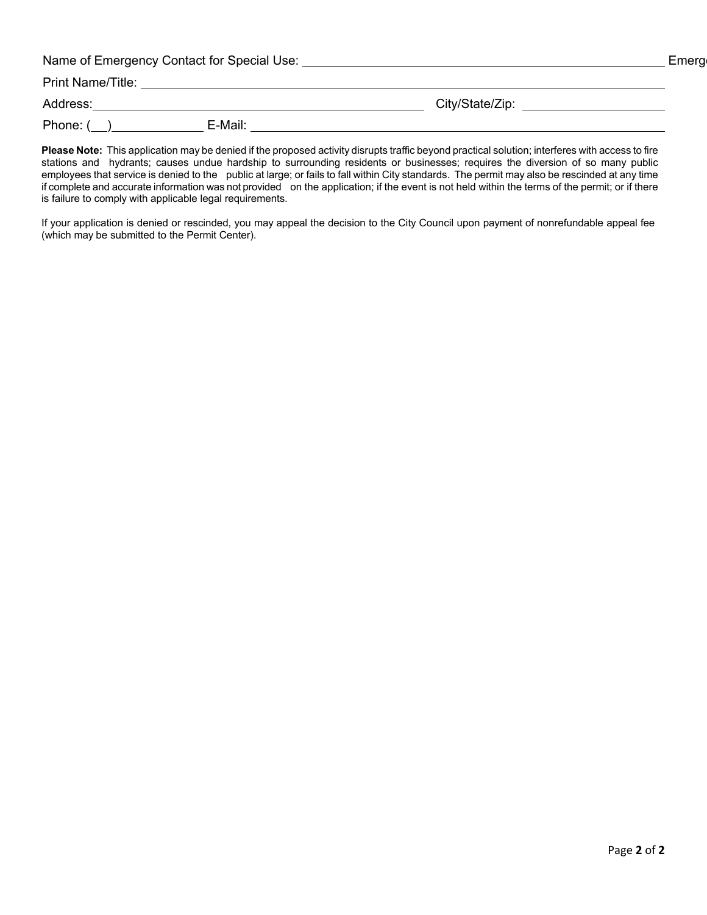Name of Emergency Contact for Special Use: ______________________ Emerg

Print Name/Title: ______________________

Address: ______________________ City/State/Zip: ______________________

Phone: (   ) ____________ E-Mail: ______________________

**Please Note:** This application may be denied if the proposed activity disrupts traffic beyond practical solution; interferes with access to fire stations and hydrants; causes undue hardship to surrounding residents or businesses; requires the diversion of so many public employees that service is denied to the public at large; or fails to fall within City standards. The permit may also be rescinded at any time if complete and accurate information was not provided on the application; if the event is not held within the terms of the permit; or if there is failure to comply with applicable legal requirements.

If your application is denied or rescinded, you may appeal the decision to the City Council upon payment of nonrefundable appeal fee (which may be submitted to the Permit Center).